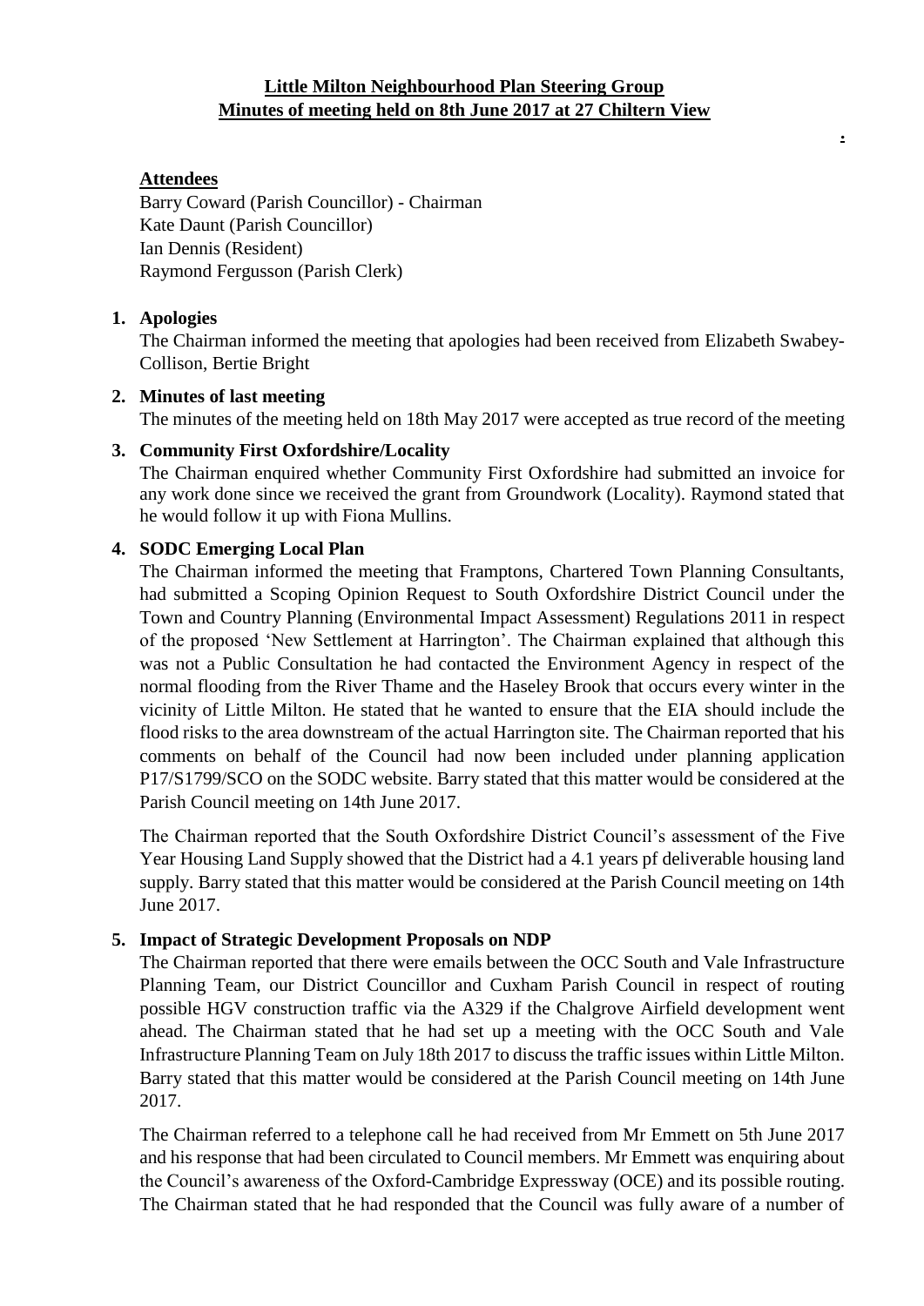# Little Milton Neighbourhood Plan Steering Group
## Minutes of meeting held on 8th June 2017 at 27 Chiltern View

### Attendees

Barry Coward (Parish Councillor) - Chairman
Kate Daunt (Parish Councillor)
Ian Dennis (Resident)
Raymond Fergusson (Parish Clerk)

1. **Apologies**
   The Chairman informed the meeting that apologies had been received from Elizabeth Swabey-Collison, Bertie Bright

2. **Minutes of last meeting**
   The minutes of the meeting held on 18th May 2017 were accepted as true record of the meeting

3. **Community First Oxfordshire/Locality**
   The Chairman enquired whether Community First Oxfordshire had submitted an invoice for any work done since we received the grant from Groundwork (Locality). Raymond stated that he would follow it up with Fiona Mullins.

4. **SODC Emerging Local Plan**
   The Chairman informed the meeting that Framptons, Chartered Town Planning Consultants, had submitted a Scoping Opinion Request to South Oxfordshire District Council under the Town and Country Planning (Environmental Impact Assessment) Regulations 2011 in respect of the proposed 'New Settlement at Harrington'. The Chairman explained that although this was not a Public Consultation he had contacted the Environment Agency in respect of the normal flooding from the River Thame and the Haseley Brook that occurs every winter in the vicinity of Little Milton. He stated that he wanted to ensure that the EIA should include the flood risks to the area downstream of the actual Harrington site. The Chairman reported that his comments on behalf of the Council had now been included under planning application P17/S1799/SCO on the SODC website. Barry stated that this matter would be considered at the Parish Council meeting on 14th June 2017.

   The Chairman reported that the South Oxfordshire District Council's assessment of the Five Year Housing Land Supply showed that the District had a 4.1 years pf deliverable housing land supply. Barry stated that this matter would be considered at the Parish Council meeting on 14th June 2017.

5. **Impact of Strategic Development Proposals on NDP**
   The Chairman reported that there were emails between the OCC South and Vale Infrastructure Planning Team, our District Councillor and Cuxham Parish Council in respect of routing possible HGV construction traffic via the A329 if the Chalgrove Airfield development went ahead. The Chairman stated that he had set up a meeting with the OCC South and Vale Infrastructure Planning Team on July 18th 2017 to discuss the traffic issues within Little Milton. Barry stated that this matter would be considered at the Parish Council meeting on 14th June 2017.

   The Chairman referred to a telephone call he had received from Mr Emmett on 5th June 2017 and his response that had been circulated to Council members. Mr Emmett was enquiring about the Council's awareness of the Oxford-Cambridge Expressway (OCE) and its possible routing. The Chairman stated that he had responded that the Council was fully aware of a number of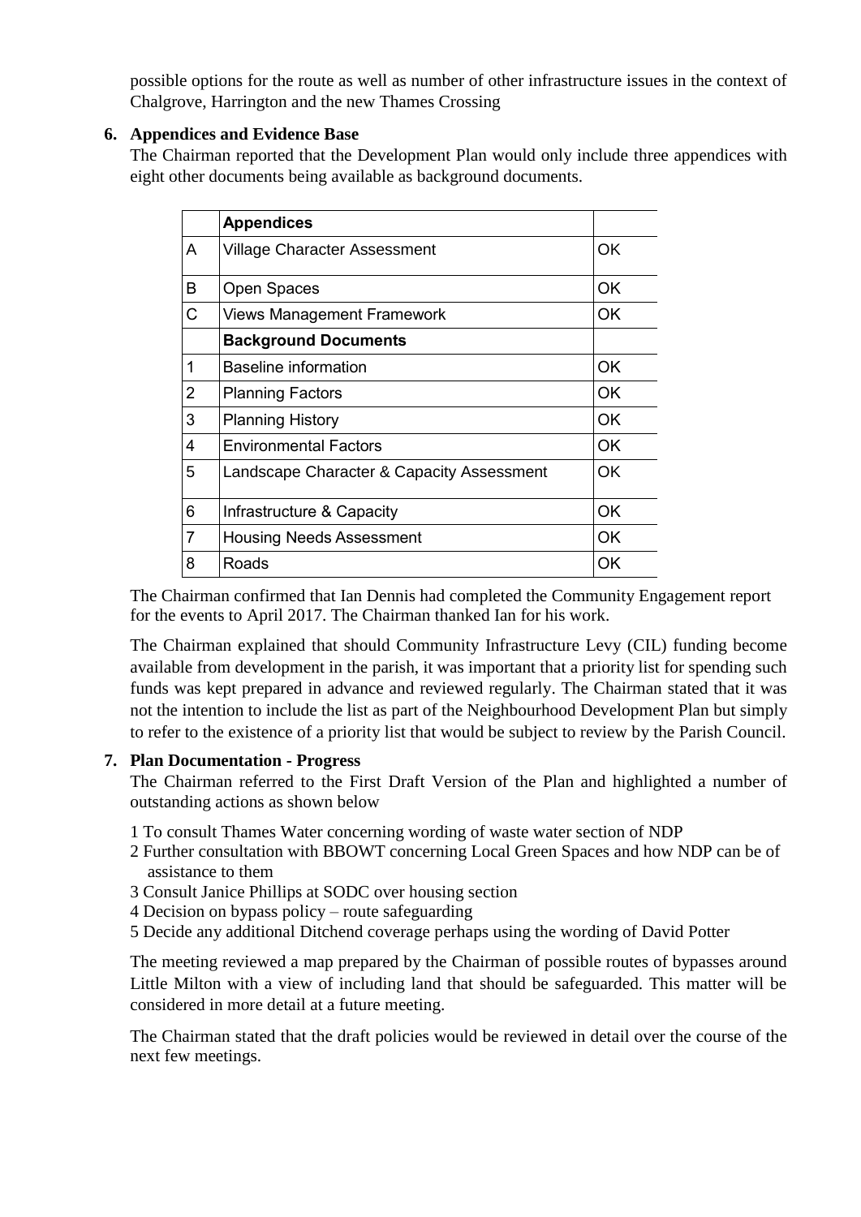possible options for the route as well as number of other infrastructure issues in the context of Chalgrove, Harrington and the new Thames Crossing

**6. Appendices and Evidence Base**

The Chairman reported that the Development Plan would only include three appendices with eight other documents being available as background documents.

| | **Appendices** | |
|---|---|---|
| A | Village Character Assessment | OK |
| B | Open Spaces | OK |
| C | Views Management Framework | OK |
| | **Background Documents** | |
| 1 | Baseline information | OK |
| 2 | Planning Factors | OK |
| 3 | Planning History | OK |
| 4 | Environmental Factors | OK |
| 5 | Landscape Character & Capacity Assessment | OK |
| 6 | Infrastructure & Capacity | OK |
| 7 | Housing Needs Assessment | OK |
| 8 | Roads | OK |

The Chairman confirmed that Ian Dennis had completed the Community Engagement report for the events to April 2017. The Chairman thanked Ian for his work.

The Chairman explained that should Community Infrastructure Levy (CIL) funding become available from development in the parish, it was important that a priority list for spending such funds was kept prepared in advance and reviewed regularly. The Chairman stated that it was not the intention to include the list as part of the Neighbourhood Development Plan but simply to refer to the existence of a priority list that would be subject to review by the Parish Council.

**7. Plan Documentation - Progress**

The Chairman referred to the First Draft Version of the Plan and highlighted a number of outstanding actions as shown below

1 To consult Thames Water concerning wording of waste water section of NDP
2 Further consultation with BBOWT concerning Local Green Spaces and how NDP can be of assistance to them
3 Consult Janice Phillips at SODC over housing section
4 Decision on bypass policy – route safeguarding
5 Decide any additional Ditchend coverage perhaps using the wording of David Potter

The meeting reviewed a map prepared by the Chairman of possible routes of bypasses around Little Milton with a view of including land that should be safeguarded. This matter will be considered in more detail at a future meeting.

The Chairman stated that the draft policies would be reviewed in detail over the course of the next few meetings.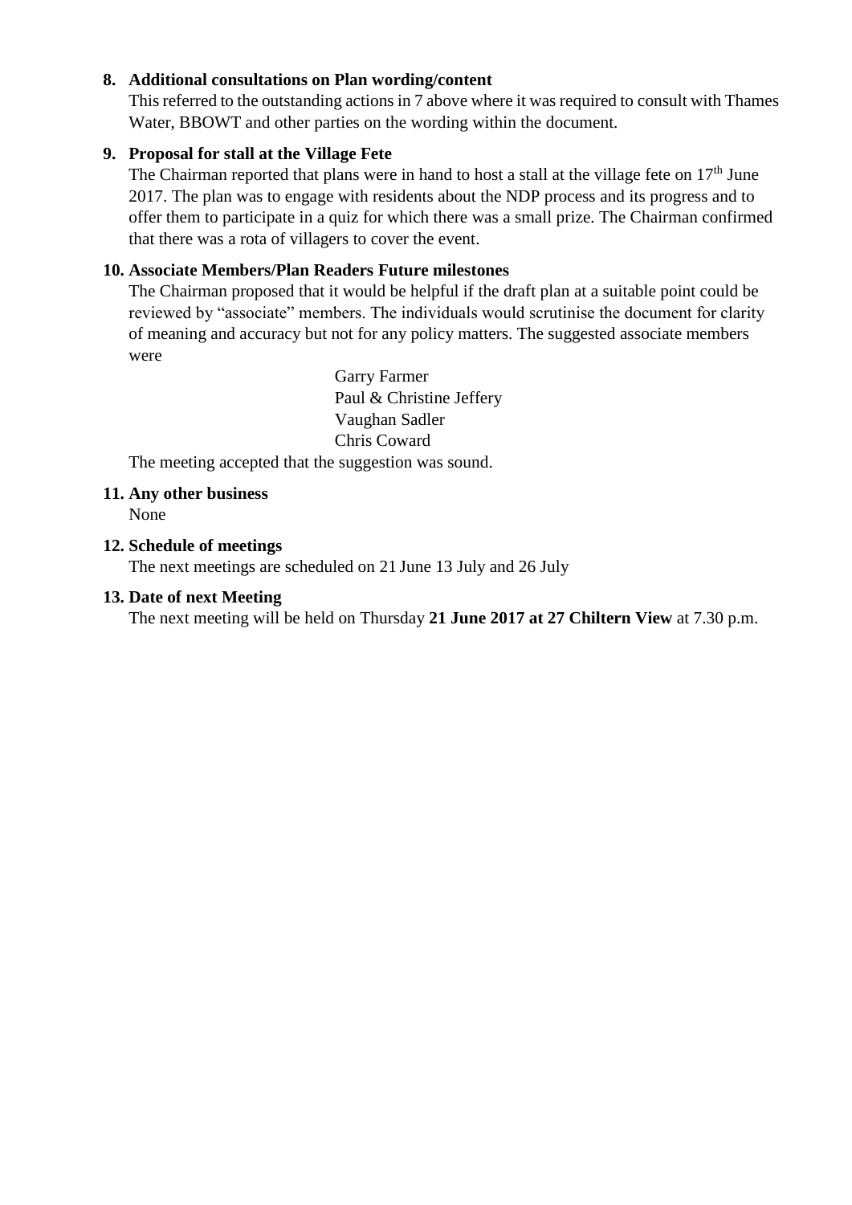8. **Additional consultations on Plan wording/content**
   This referred to the outstanding actions in 7 above where it was required to consult with Thames Water, BBOWT and other parties on the wording within the document.

9. **Proposal for stall at the Village Fete**
   The Chairman reported that plans were in hand to host a stall at the village fete on 17th June 2017. The plan was to engage with residents about the NDP process and its progress and to offer them to participate in a quiz for which there was a small prize. The Chairman confirmed that there was a rota of villagers to cover the event.

10. **Associate Members/Plan Readers Future milestones**
    The Chairman proposed that it would be helpful if the draft plan at a suitable point could be reviewed by "associate" members. The individuals would scrutinise the document for clarity of meaning and accuracy but not for any policy matters. The suggested associate members were

    Garry Farmer
    Paul & Christine Jeffery
    Vaughan Sadler
    Chris Coward

    The meeting accepted that the suggestion was sound.

11. **Any other business**
    None

12. **Schedule of meetings**
    The next meetings are scheduled on 21 June 13 July and 26 July

13. **Date of next Meeting**
    The next meeting will be held on Thursday **21 June 2017 at 27 Chiltern View** at 7.30 p.m.